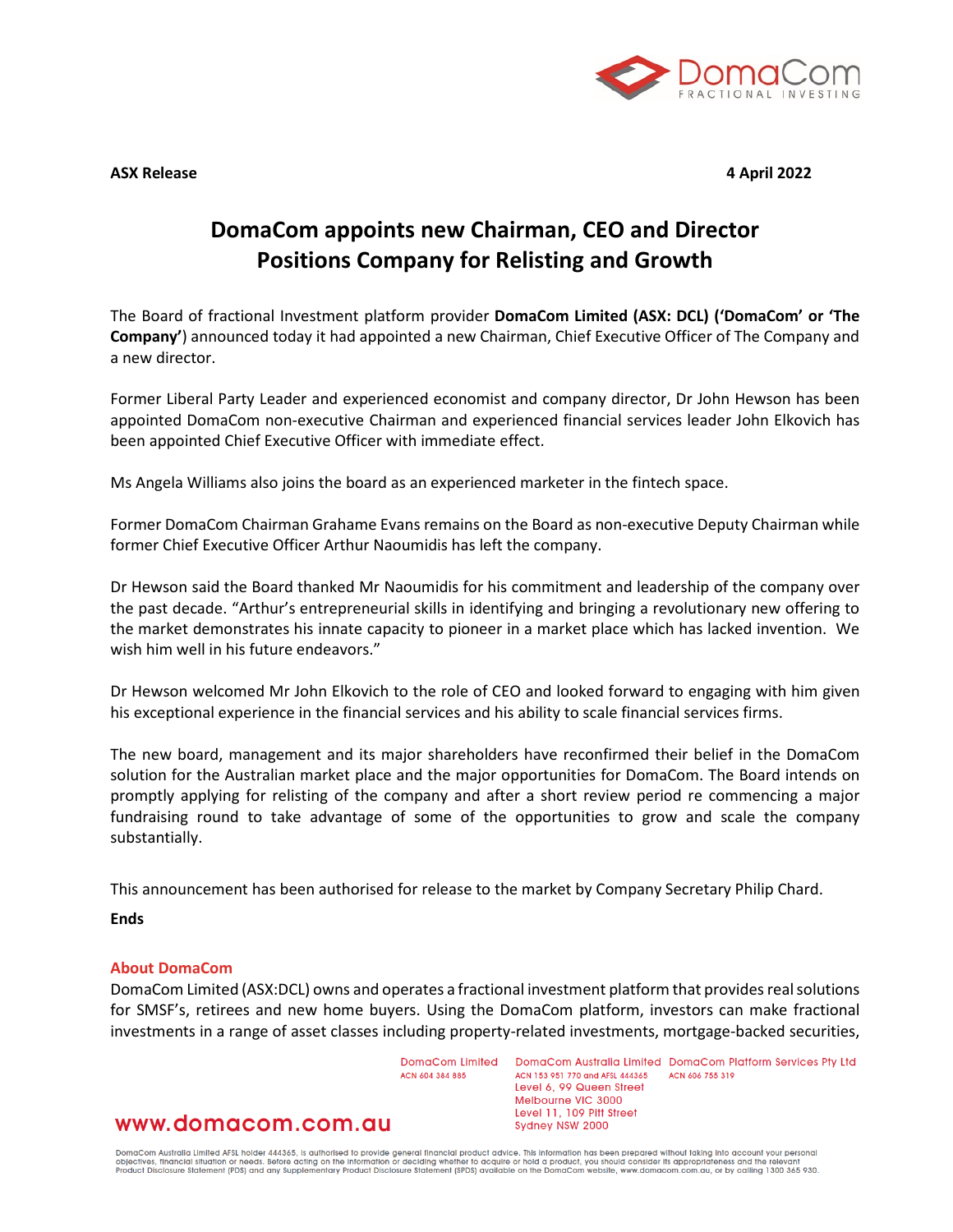**ASX Release** **4 April 2022**

# DomaCom appoints new Chairman, CEO and Director Positions Company for Relisting and Growth

The Board of fractional Investment platform provider **DomaCom Limited (ASX: DCL) ('DomaCom' or 'The Company'**) announced today it had appointed a new Chairman, Chief Executive Officer of The Company and a new director.

Former Liberal Party Leader and experienced economist and company director, Dr John Hewson has been appointed DomaCom non-executive Chairman and experienced financial services leader John Elkovich has been appointed Chief Executive Officer with immediate effect.

Ms Angela Williams also joins the board as an experienced marketer in the fintech space.

Former DomaCom Chairman Grahame Evans remains on the Board as non-executive Deputy Chairman while former Chief Executive Officer Arthur Naoumidis has left the company.

Dr Hewson said the Board thanked Mr Naoumidis for his commitment and leadership of the company over the past decade. "Arthur's entrepreneurial skills in identifying and bringing a revolutionary new offering to the market demonstrates his innate capacity to pioneer in a market place which has lacked invention. We wish him well in his future endeavors."

Dr Hewson welcomed Mr John Elkovich to the role of CEO and looked forward to engaging with him given his exceptional experience in the financial services and his ability to scale financial services firms.

The new board, management and its major shareholders have reconfirmed their belief in the DomaCom solution for the Australian market place and the major opportunities for DomaCom. The Board intends on promptly applying for relisting of the company and after a short review period re commencing a major fundraising round to take advantage of some of the opportunities to grow and scale the company substantially.

This announcement has been authorised for release to the market by Company Secretary Philip Chard.

**Ends**

## About DomaCom

DomaCom Limited (ASX:DCL) owns and operates a fractional investment platform that provides real solutions for SMSF's, retirees and new home buyers. Using the DomaCom platform, investors can make fractional investments in a range of asset classes including property-related investments, mortgage-backed securities,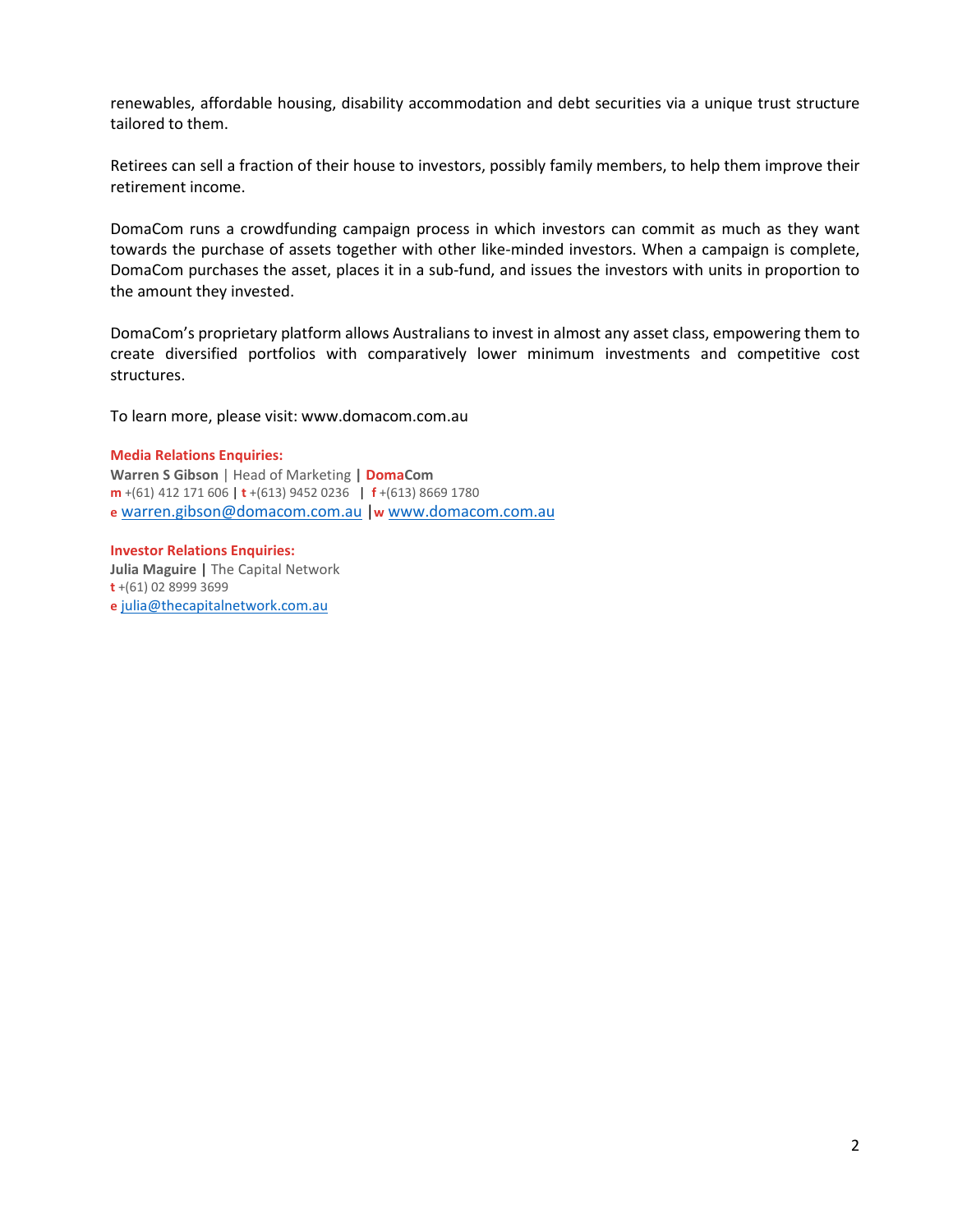renewables, affordable housing, disability accommodation and debt securities via a unique trust structure tailored to them.

Retirees can sell a fraction of their house to investors, possibly family members, to help them improve their retirement income.

DomaCom runs a crowdfunding campaign process in which investors can commit as much as they want towards the purchase of assets together with other like-minded investors. When a campaign is complete, DomaCom purchases the asset, places it in a sub-fund, and issues the investors with units in proportion to the amount they invested.

DomaCom's proprietary platform allows Australians to invest in almost any asset class, empowering them to create diversified portfolios with comparatively lower minimum investments and competitive cost structures.

To learn more, please visit: www.domacom.com.au

**Media Relations Enquiries:**
**Warren S Gibson** | Head of Marketing **| DomaCom**
**m** +(61) 412 171 606 | **t** +(613) 9452 0236 | **f** +(613) 8669 1780
**e** warren.gibson@domacom.com.au |**w** www.domacom.com.au

**Investor Relations Enquiries:**
**Julia Maguire** | The Capital Network
**t** +(61) 02 8999 3699
**e** julia@thecapitalnetwork.com.au